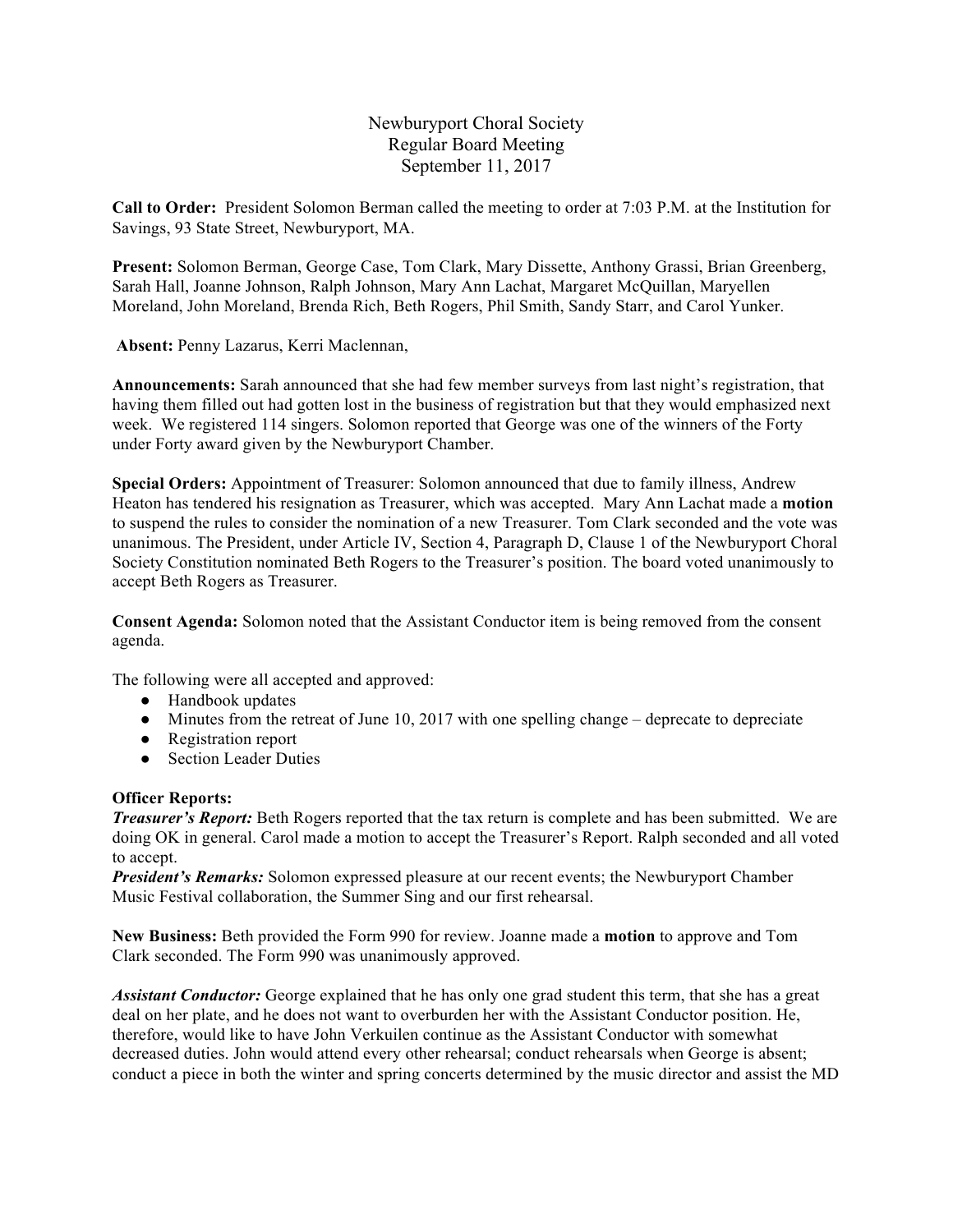Newburyport Choral Society
Regular Board Meeting
September 11, 2017

**Call to Order:** President Solomon Berman called the meeting to order at 7:03 P.M. at the Institution for Savings, 93 State Street, Newburyport, MA.

**Present:** Solomon Berman, George Case, Tom Clark, Mary Dissette, Anthony Grassi, Brian Greenberg, Sarah Hall, Joanne Johnson, Ralph Johnson, Mary Ann Lachat, Margaret McQuillan, Maryellen Moreland, John Moreland, Brenda Rich, Beth Rogers, Phil Smith, Sandy Starr, and Carol Yunker.

**Absent:** Penny Lazarus, Kerri Maclennan,

**Announcements:** Sarah announced that she had few member surveys from last night's registration, that having them filled out had gotten lost in the business of registration but that they would emphasized next week. We registered 114 singers. Solomon reported that George was one of the winners of the Forty under Forty award given by the Newburyport Chamber.

**Special Orders:** Appointment of Treasurer: Solomon announced that due to family illness, Andrew Heaton has tendered his resignation as Treasurer, which was accepted. Mary Ann Lachat made a **motion** to suspend the rules to consider the nomination of a new Treasurer. Tom Clark seconded and the vote was unanimous. The President, under Article IV, Section 4, Paragraph D, Clause 1 of the Newburyport Choral Society Constitution nominated Beth Rogers to the Treasurer's position. The board voted unanimously to accept Beth Rogers as Treasurer.

**Consent Agenda:** Solomon noted that the Assistant Conductor item is being removed from the consent agenda.

The following were all accepted and approved:

- Handbook updates
- Minutes from the retreat of June 10, 2017 with one spelling change – deprecate to depreciate
- Registration report
- Section Leader Duties

**Officer Reports:**
***Treasurer's Report:*** Beth Rogers reported that the tax return is complete and has been submitted. We are doing OK in general. Carol made a motion to accept the Treasurer's Report. Ralph seconded and all voted to accept.
***President's Remarks:*** Solomon expressed pleasure at our recent events; the Newburyport Chamber Music Festival collaboration, the Summer Sing and our first rehearsal.

**New Business:** Beth provided the Form 990 for review. Joanne made a **motion** to approve and Tom Clark seconded. The Form 990 was unanimously approved.

***Assistant Conductor:*** George explained that he has only one grad student this term, that she has a great deal on her plate, and he does not want to overburden her with the Assistant Conductor position. He, therefore, would like to have John Verkuilen continue as the Assistant Conductor with somewhat decreased duties. John would attend every other rehearsal; conduct rehearsals when George is absent; conduct a piece in both the winter and spring concerts determined by the music director and assist the MD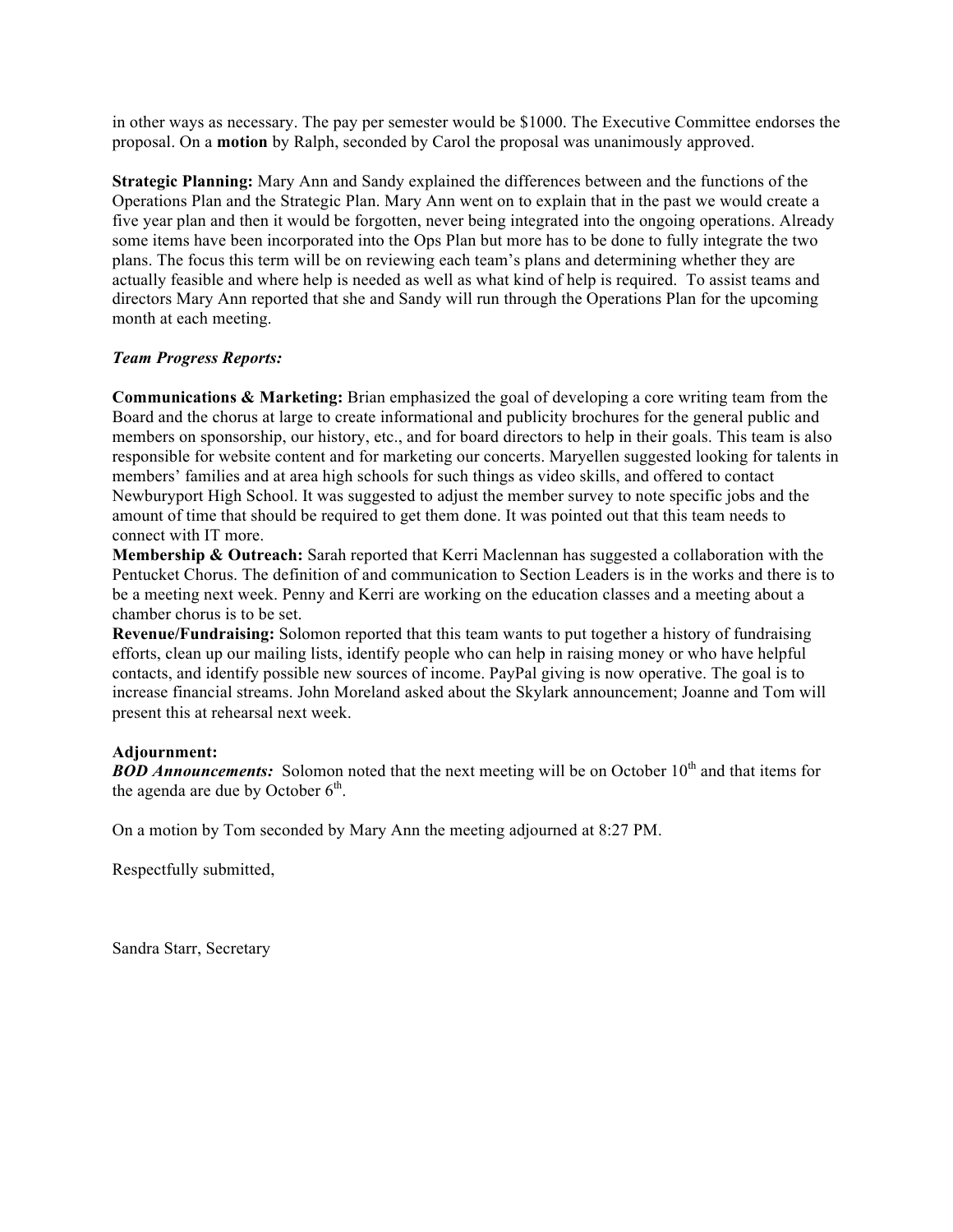in other ways as necessary. The pay per semester would be $1000. The Executive Committee endorses the proposal. On a **motion** by Ralph, seconded by Carol the proposal was unanimously approved.

**Strategic Planning:** Mary Ann and Sandy explained the differences between and the functions of the Operations Plan and the Strategic Plan. Mary Ann went on to explain that in the past we would create a five year plan and then it would be forgotten, never being integrated into the ongoing operations. Already some items have been incorporated into the Ops Plan but more has to be done to fully integrate the two plans. The focus this term will be on reviewing each team's plans and determining whether they are actually feasible and where help is needed as well as what kind of help is required. To assist teams and directors Mary Ann reported that she and Sandy will run through the Operations Plan for the upcoming month at each meeting.

***Team Progress Reports:***

**Communications & Marketing:** Brian emphasized the goal of developing a core writing team from the Board and the chorus at large to create informational and publicity brochures for the general public and members on sponsorship, our history, etc., and for board directors to help in their goals. This team is also responsible for website content and for marketing our concerts. Maryellen suggested looking for talents in members' families and at area high schools for such things as video skills, and offered to contact Newburyport High School. It was suggested to adjust the member survey to note specific jobs and the amount of time that should be required to get them done. It was pointed out that this team needs to connect with IT more.

**Membership & Outreach:** Sarah reported that Kerri Maclennan has suggested a collaboration with the Pentucket Chorus. The definition of and communication to Section Leaders is in the works and there is to be a meeting next week. Penny and Kerri are working on the education classes and a meeting about a chamber chorus is to be set.

**Revenue/Fundraising:** Solomon reported that this team wants to put together a history of fundraising efforts, clean up our mailing lists, identify people who can help in raising money or who have helpful contacts, and identify possible new sources of income. PayPal giving is now operative. The goal is to increase financial streams. John Moreland asked about the Skylark announcement; Joanne and Tom will present this at rehearsal next week.

**Adjournment:**

***BOD Announcements:*** Solomon noted that the next meeting will be on October 10th and that items for the agenda are due by October 6th.

On a motion by Tom seconded by Mary Ann the meeting adjourned at 8:27 PM.

Respectfully submitted,

Sandra Starr, Secretary